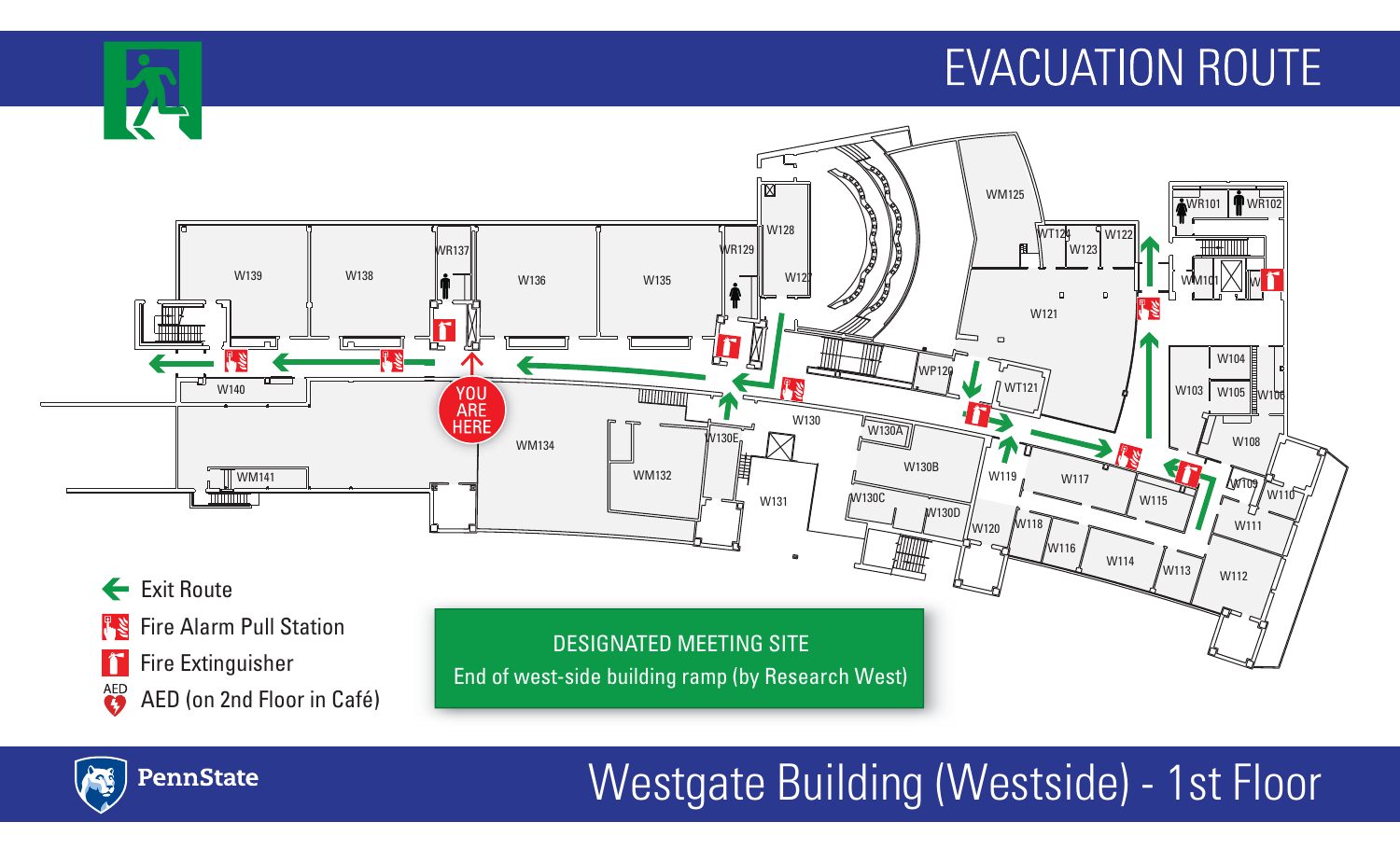# EVACUATION ROUTE

- ← Exit Route
- Fire Alarm Pull Station
- Fire Extinguisher
- AED (on 2nd Floor in Café)

**DESIGNATED MEETING SITE**
End of west-side building ramp (by Research West)

YOU ARE HERE

W139, W138, WR137, W136, W135, WR129, W128, W127, WM125, WT124, W123, W122, WR101, WR102, WM101, W121, WP120, WT121, W104, W103, W105, W106, W108, W109, W110, W111, W112, W113, W114, W115, W116, W117, W118, W119, W120, W130, W130A, W130B, W130C, W130D, W130E, W131, WM132, WM134, W140, WM141

PennState

## Westgate Building (Westside) - 1st Floor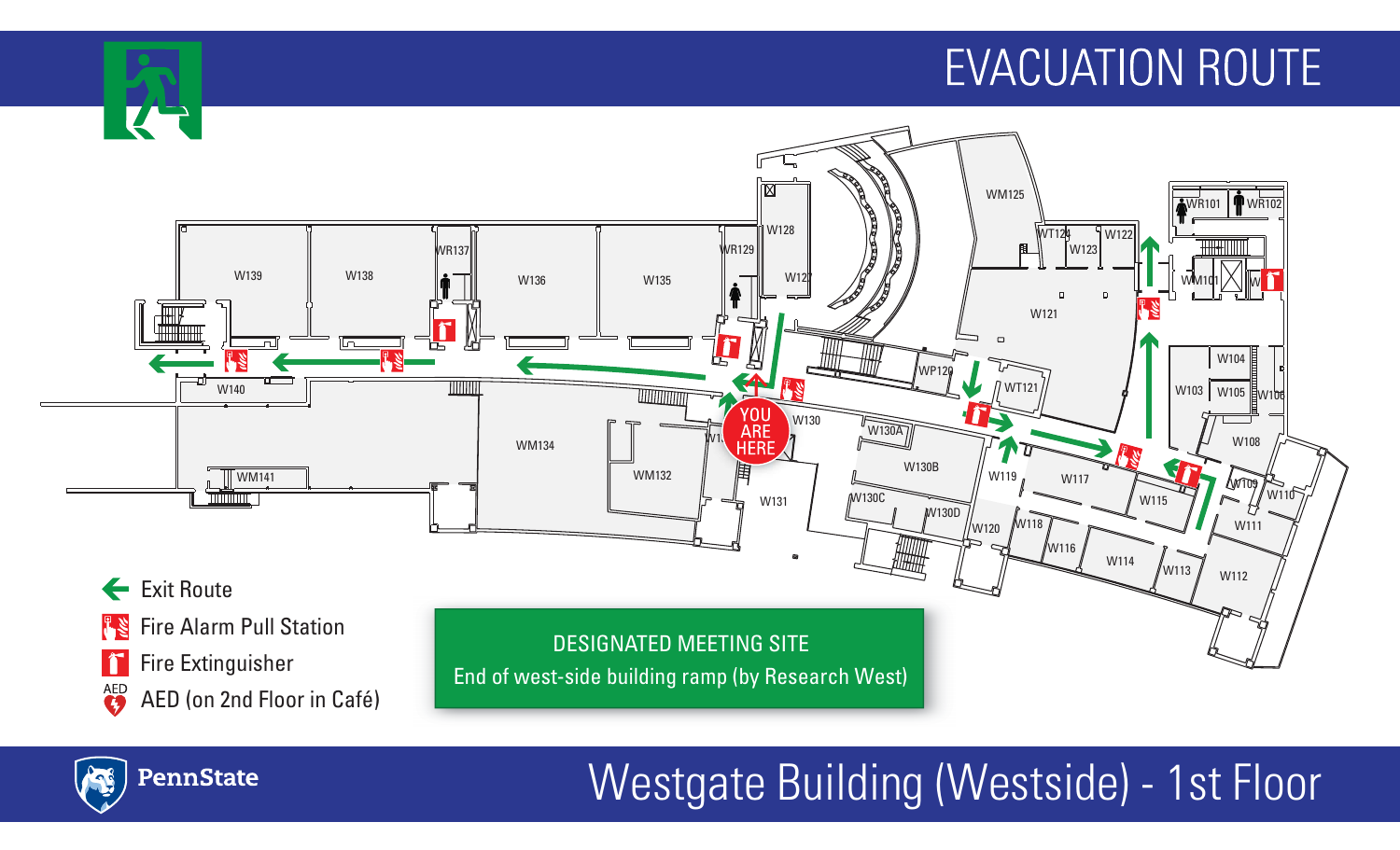# EVACUATION ROUTE

- Exit Route
- Fire Alarm Pull Station
- Fire Extinguisher
- AED (on 2nd Floor in Café)

**DESIGNATED MEETING SITE**
End of west-side building ramp (by Research West)

## Westgate Building (Westside) - 1st Floor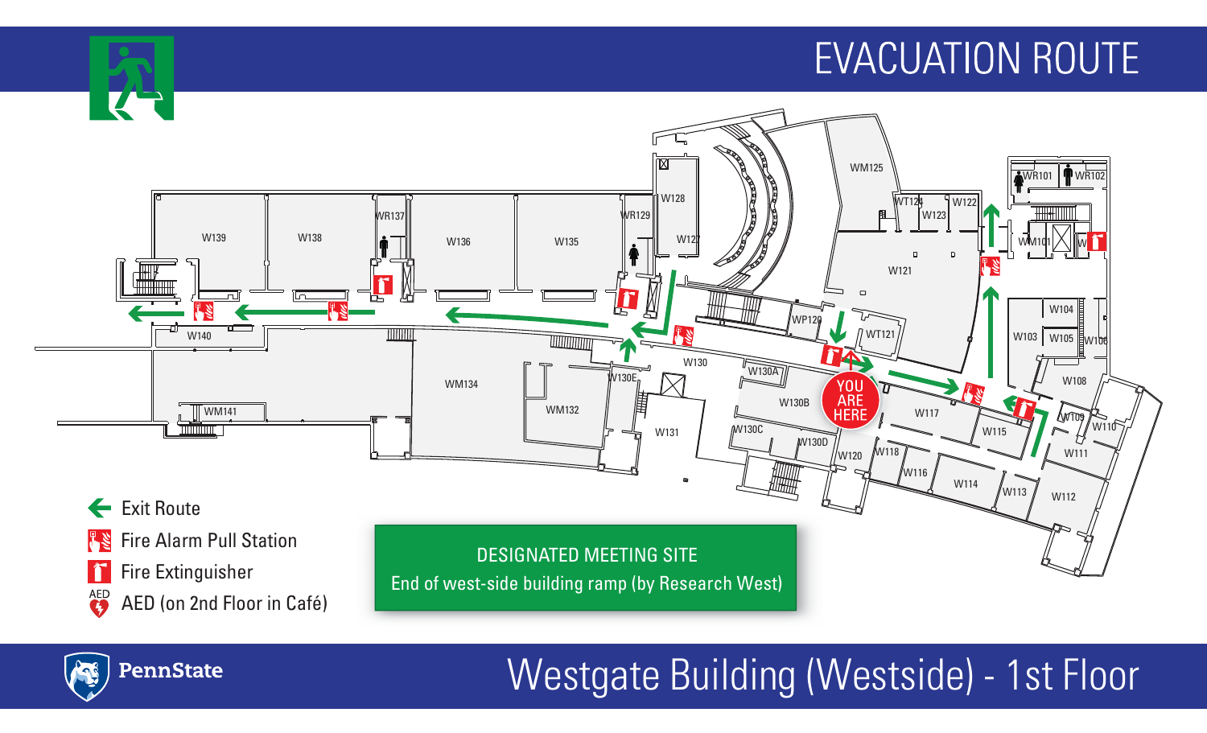# EVACUATION ROUTE

- Exit Route
- Fire Alarm Pull Station
- Fire Extinguisher
- AED (on 2nd Floor in Café)

**DESIGNATED MEETING SITE**
End of west-side building ramp (by Research West)

YOU ARE HERE

## Westgate Building (Westside) - 1st Floor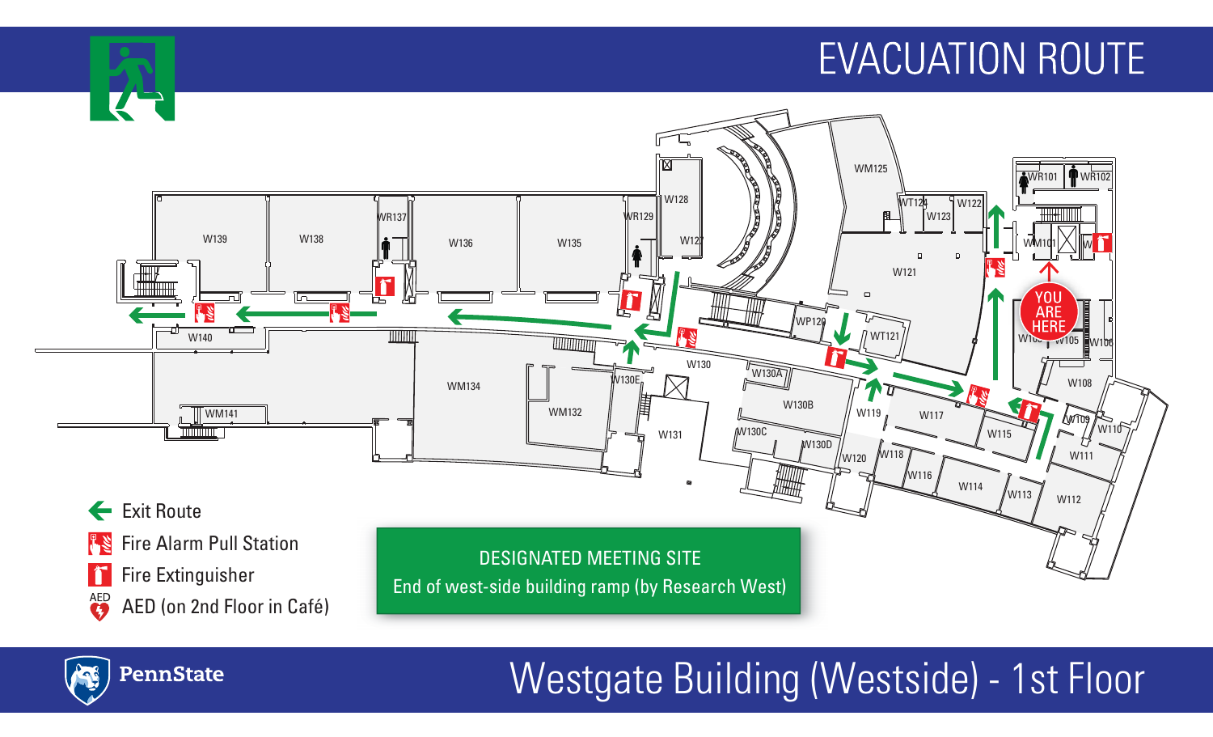# EVACUATION ROUTE

W139
W138
WR137
W136
W135
WR129
W128
W127
WM125
WT124
W123
W122
WR101
WR102
WM101
W121
WP120
WT121
YOU ARE HERE
W105
W106
W140
WM134
WM132
W130E
W130
W130A
W130B
W130C
W130D
W131
W119
W117
W115
W108
W109
W110
W111
W120
W118
W116
W114
W113
W112
WM141

- Exit Route
- Fire Alarm Pull Station
- Fire Extinguisher
- AED (on 2nd Floor in Café)

**DESIGNATED MEETING SITE**
End of west-side building ramp (by Research West)

PennState

## Westgate Building (Westside) - 1st Floor